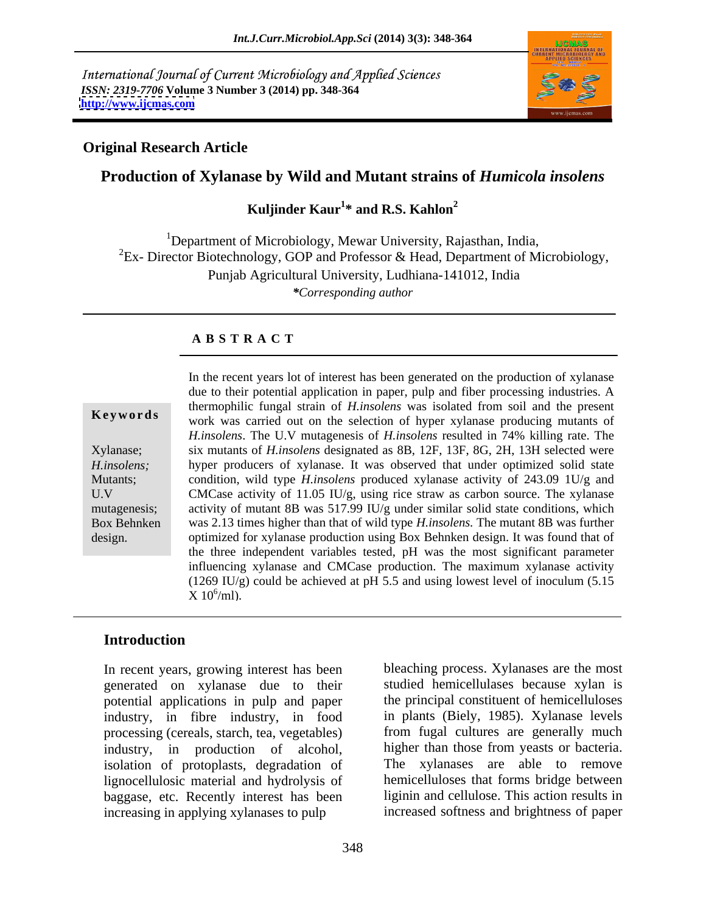International Journal of Current Microbiology and Applied Sciences
*ISSN: 2319-7706* **Volume 3 Number 3 (2014) pp. 348-364**
**http://www.ijcmas.com**

**Original Research Article**

# Production of Xylanase by Wild and Mutant strains of *Humicola insolens*

**Kuljinder Kaur[1]* and R.S. Kahlon[2]**

[1]Department of Microbiology, Mewar University, Rajasthan, India,
[2]Ex- Director Biotechnology, GOP and Professor & Head, Department of Microbiology, Punjab Agricultural University, Ludhiana-141012, India
**\***Corresponding author

## A B S T R A C T

**Keywords**

Xylanase; *H.insolens;* Mutants; U.V mutagenesis; Box Behnken design.

In the recent years lot of interest has been generated on the production of xylanase due to their potential application in paper, pulp and fiber processing industries. A thermophilic fungal strain of *H.insolens* was isolated from soil and the present work was carried out on the selection of hyper xylanase producing mutants of *H.insolens*. The U.V mutagenesis of *H.insolens* resulted in 74% killing rate. The six mutants of *H.insolens* designated as 8B, 12F, 13F, 8G, 2H, 13H selected were hyper producers of xylanase. It was observed that under optimized solid state condition, wild type *H.insolens* produced xylanase activity of 243.09 1U/g and CMCase activity of 11.05 IU/g, using rice straw as carbon source. The xylanase activity of mutant 8B was 517.99 IU/g under similar solid state conditions, which was 2.13 times higher than that of wild type *H.insolens.* The mutant 8B was further optimized for xylanase production using Box Behnken design. It was found that of the three independent variables tested, pH was the most significant parameter influencing xylanase and CMCase production. The maximum xylanase activity (1269 IU/g) could be achieved at pH 5.5 and using lowest level of inoculum (5.15 X $10^6$/ml).

## Introduction

In recent years, growing interest has been generated on xylanase due to their potential applications in pulp and paper industry, in fibre industry, in food processing (cereals, starch, tea, vegetables) industry, in production of alcohol, isolation of protoplasts, degradation of lignocellulosic material and hydrolysis of baggase, etc. Recently interest has been increasing in applying xylanases to pulp bleaching process. Xylanases are the most studied hemicellulases because xylan is the principal constituent of hemicelluloses in plants (Biely, 1985). Xylanase levels from fugal cultures are generally much higher than those from yeasts or bacteria. The xylanases are able to remove hemicelluloses that forms bridge between liginin and cellulose. This action results in increased softness and brightness of paper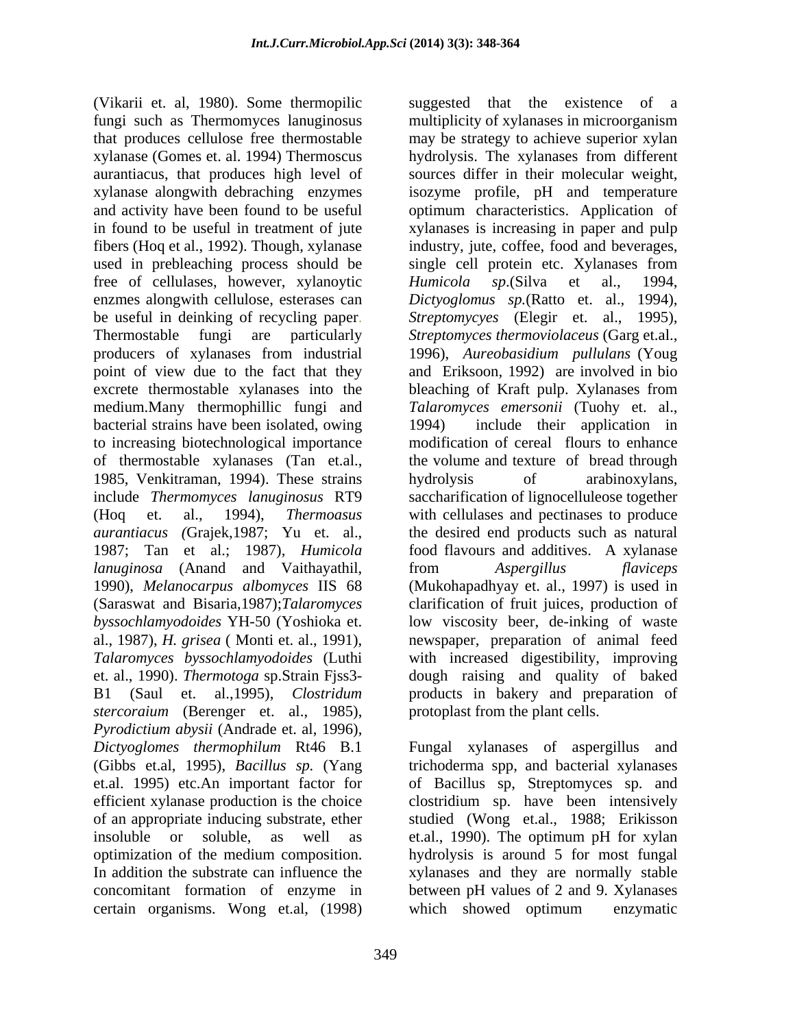(Vikarii et. al, 1980). Some thermopilic fungi such as Thermomyces lanuginosus that produces cellulose free thermostable xylanase (Gomes et. al. 1994) Thermoscus aurantiacus, that produces high level of xylanase alongwith debraching enzymes and activity have been found to be useful in found to be useful in treatment of jute fibers (Hoq et al., 1992). Though, xylanase used in prebleaching process should be free of cellulases, however, xylanoytic enzmes alongwith cellulose, esterases can be useful in deinking of recycling paper. Thermostable fungi are particularly producers of xylanases from industrial point of view due to the fact that they excrete thermostable xylanases into the medium.Many thermophillic fungi and bacterial strains have been isolated, owing to increasing biotechnological importance of thermostable xylanases (Tan et.al., 1985, Venkitraman, 1994). These strains include *Thermomyces lanuginosus* RT9 (Hoq et. al., 1994), *Thermoasus aurantiacus (*Grajek,1987; Yu et. al., 1987; Tan et al.; 1987), *Humicola lanuginosa* (Anand and Vaithayathil, 1990), *Melanocarpus albomyces* IIS 68 (Saraswat and Bisaria,1987);*Talaromyces byssochlamyodoides* YH-50 (Yoshioka et. al., 1987), *H. grisea* ( Monti et. al., 1991), *Talaromyces byssochlamyodoides* (Luthi et. al., 1990). *Thermotoga* sp.Strain Fjss3-B1 (Saul et. al.,1995), *Clostridum stercoraium* (Berenger et. al., 1985), *Pyrodictium abysii* (Andrade et. al, 1996), *Dictyoglomes thermophilum* Rt46 B.1 (Gibbs et.al, 1995), *Bacillus sp.* (Yang et.al. 1995) etc.An important factor for efficient xylanase production is the choice of an appropriate inducing substrate, ether insoluble or soluble, as well as optimization of the medium composition. In addition the substrate can influence the concomitant formation of enzyme in certain organisms. Wong et.al, (1998) suggested that the existence of a multiplicity of xylanases in microorganism may be strategy to achieve superior xylan hydrolysis. The xylanases from different sources differ in their molecular weight, isozyme profile, pH and temperature optimum characteristics. Application of xylanases is increasing in paper and pulp industry, jute, coffee, food and beverages, single cell protein etc. Xylanases from *Humicola sp*.(Silva et al., 1994, *Dictyoglomus sp.*(Ratto et. al., 1994), *Streptomycyes* (Elegir et. al., 1995), *Streptomyces thermoviolaceus* (Garg et.al., 1996), *Aureobasidium pullulans* (Youg and Eriksoon, 1992) are involved in bio bleaching of Kraft pulp. Xylanases from *Talaromyces emersonii* (Tuohy et. al., 1994) include their application in modification of cereal flours to enhance the volume and texture of bread through hydrolysis of arabinoxylans, saccharification of lignocelluleose together with cellulases and pectinases to produce the desired end products such as natural food flavours and additives. A xylanase from *Aspergillus flaviceps* (Mukohapadhyay et. al., 1997) is used in clarification of fruit juices, production of low viscosity beer, de-inking of waste newspaper, preparation of animal feed with increased digestibility, improving dough raising and quality of baked products in bakery and preparation of protoplast from the plant cells.

Fungal xylanases of aspergillus and trichoderma spp, and bacterial xylanases of Bacillus sp, Streptomyces sp. and clostridium sp. have been intensively studied (Wong et.al., 1988; Erikisson et.al., 1990). The optimum pH for xylan hydrolysis is around 5 for most fungal xylanases and they are normally stable between pH values of 2 and 9. Xylanases which showed optimum enzymatic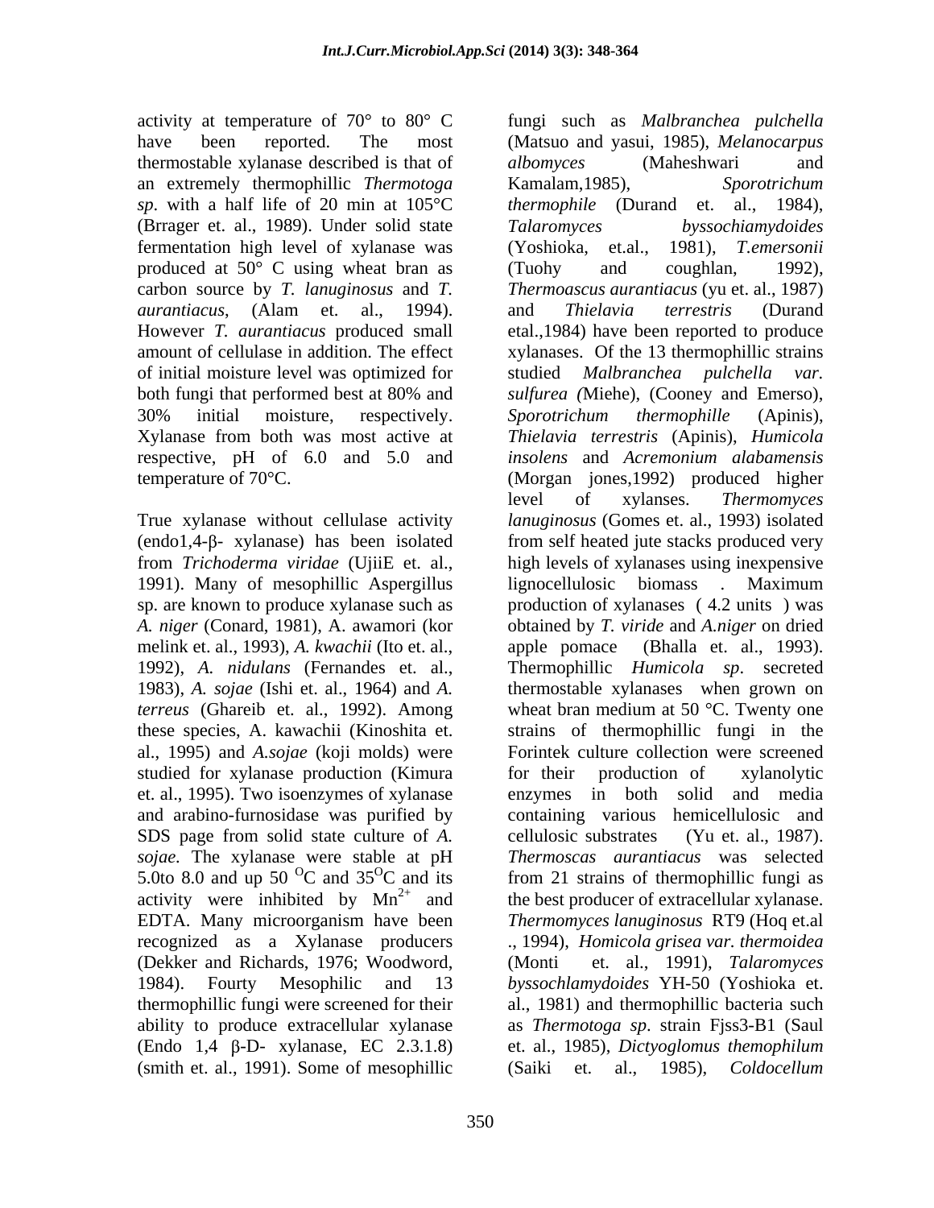activity at temperature of 70° to 80° C have been reported. The most thermostable xylanase described is that of an extremely thermophillic *Thermotoga sp*. with a half life of 20 min at 105°C (Brrager et. al., 1989). Under solid state fermentation high level of xylanase was produced at 50° C using wheat bran as carbon source by *T. lanuginosus* and *T. aurantiacus*, (Alam et. al., 1994). However *T. aurantiacus* produced small amount of cellulase in addition. The effect of initial moisture level was optimized for both fungi that performed best at 80% and 30% initial moisture, respectively. Xylanase from both was most active at respective, pH of 6.0 and 5.0 and temperature of 70°C.

True xylanase without cellulase activity (endo1,4-β- xylanase) has been isolated from *Trichoderma viridae* (UjiiE et. al., 1991). Many of mesophillic Aspergillus sp. are known to produce xylanase such as *A. niger* (Conard, 1981), A. awamori (kor melink et. al., 1993), *A. kwachii* (Ito et. al., 1992), *A. nidulans* (Fernandes et. al., 1983), *A. sojae* (Ishi et. al., 1964) and *A. terreus* (Ghareib et. al., 1992). Among these species, A. kawachii (Kinoshita et. al., 1995) and *A.sojae* (koji molds) were studied for xylanase production (Kimura et. al., 1995). Two isoenzymes of xylanase and arabino-furnosidase was purified by SDS page from solid state culture of *A. sojae*. The xylanase were stable at pH 5.0to 8.0 and up 50 $^{O}$C and 35$^{O}$C and its activity were inhibited by $Mn^{2+}$ and EDTA. Many microorganism have been recognized as a Xylanase producers (Dekker and Richards, 1976; Woodword, 1984). Fourty Mesophilic and 13 thermophillic fungi were screened for their ability to produce extracellular xylanase (Endo 1,4 β-D- xylanase, EC 2.3.1.8) (smith et. al., 1991). Some of mesophillic fungi such as *Malbranchea pulchella* (Matsuo and yasui, 1985), *Melanocarpus albomyces* (Maheshwari and Kamalam,1985), *Sporotrichum thermophile* (Durand et. al., 1984), *Talaromyces byssochiamydoides* (Yoshioka, et.al., 1981), *T.emersonii* (Tuohy and coughlan, 1992), *Thermoascus aurantiacus* (yu et. al., 1987) and *Thielavia terrestris* (Durand etal.,1984) have been reported to produce xylanases. Of the 13 thermophillic strains studied *Malbranchea pulchella var. sulfurea (*Miehe), (Cooney and Emerso), *Sporotrichum thermophille* (Apinis), *Thielavia terrestris* (Apinis), *Humicola insolens* and *Acremonium alabamensis* (Morgan jones,1992) produced higher level of xylanses. *Thermomyces lanuginosus* (Gomes et. al., 1993) isolated from self heated jute stacks produced very high levels of xylanases using inexpensive lignocellulosic biomass . Maximum production of xylanases ( 4.2 units ) was obtained by *T. viride* and *A.niger* on dried apple pomace (Bhalla et. al., 1993). Thermophillic *Humicola sp*. secreted thermostable xylanases when grown on wheat bran medium at 50 °C. Twenty one strains of thermophillic fungi in the Forintek culture collection were screened for their production of xylanolytic enzymes in both solid and media containing various hemicellulosic and cellulosic substrates (Yu et. al., 1987). *Thermoscas aurantiacus* was selected from 21 strains of thermophillic fungi as the best producer of extracellular xylanase. *Thermomyces lanuginosus* RT9 (Hoq et.al ., 1994), *Homicola grisea var. thermoidea* (Monti et. al., 1991), *Talaromyces byssochlamydoides* YH-50 (Yoshioka et. al., 1981) and thermophillic bacteria such as *Thermotoga sp*. strain Fjss3-B1 (Saul et. al., 1985), *Dictyoglomus themophilum* (Saiki et. al., 1985), *Coldocellum*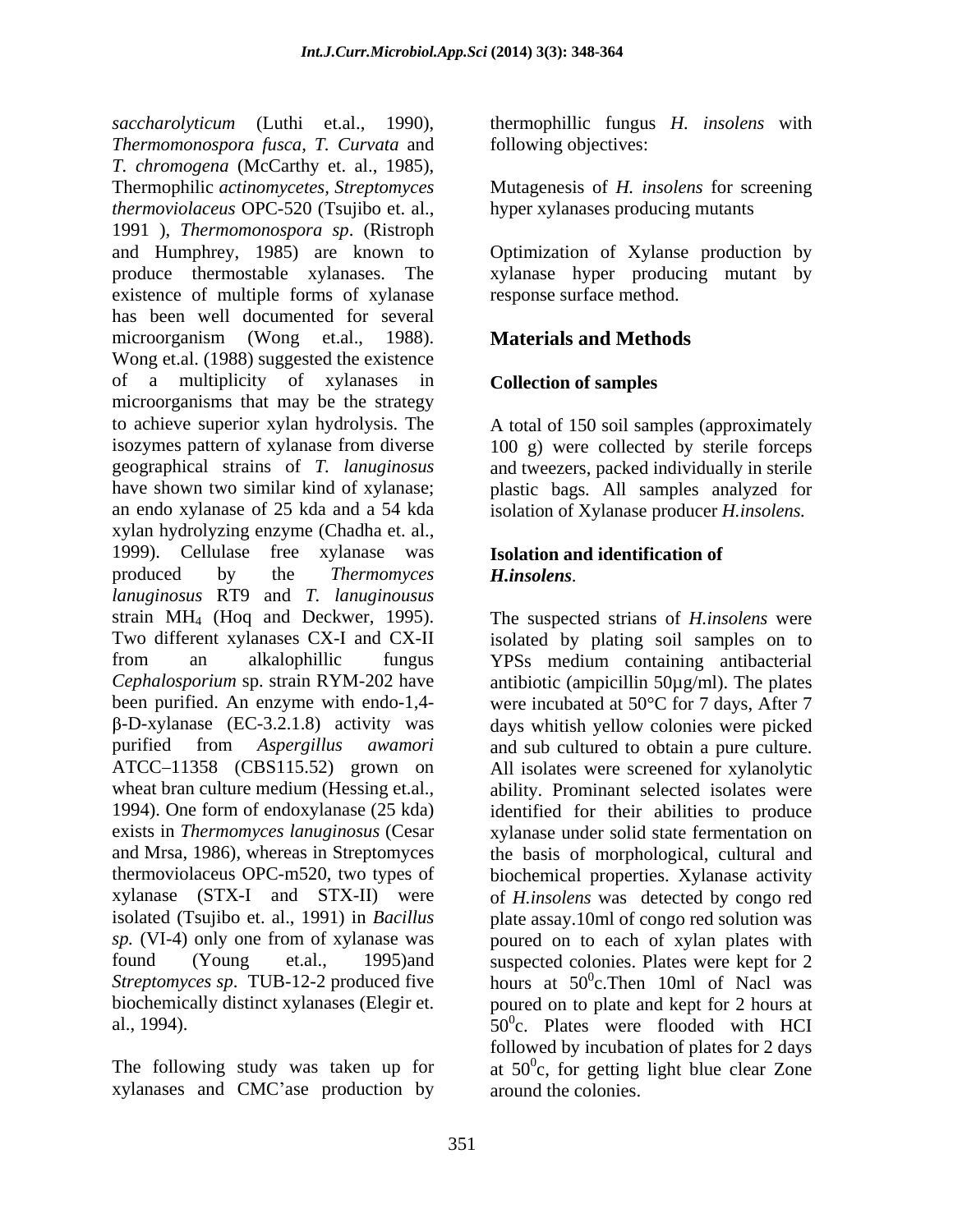*saccharolyticum* (Luthi et.al., 1990), *Thermomonospora fusca*, *T. Curvata* and *T. chromogena* (McCarthy et. al., 1985), Thermophilic *actinomycetes*, *Streptomyces thermoviolaceus* OPC-520 (Tsujibo et. al., 1991 ), *Thermomonospora sp*. (Ristroph and Humphrey, 1985) are known to produce thermostable xylanases. The existence of multiple forms of xylanase has been well documented for several microorganism (Wong et.al., 1988). Wong et.al. (1988) suggested the existence of a multiplicity of xylanases in microorganisms that may be the strategy to achieve superior xylan hydrolysis. The isozymes pattern of xylanase from diverse geographical strains of *T. lanuginosus* have shown two similar kind of xylanase; an endo xylanase of 25 kda and a 54 kda xylan hydrolyzing enzyme (Chadha et. al., 1999). Cellulase free xylanase was produced by the *Thermomyces lanuginosus* RT9 and *T. lanuginousus* strain $MH_4$ (Hoq and Deckwer, 1995). Two different xylanases CX-I and CX-II from an alkalophillic fungus *Cephalosporium* sp. strain RYM-202 have been purified. An enzyme with endo-1,4-β-D-xylanase (EC-3.2.1.8) activity was purified from *Aspergillus awamori* ATCC–11358 (CBS115.52) grown on wheat bran culture medium (Hessing et.al., 1994). One form of endoxylanase (25 kda) exists in *Thermomyces lanuginosus* (Cesar and Mrsa, 1986), whereas in Streptomyces thermoviolaceus OPC-m520, two types of xylanase (STX-I and STX-II) were isolated (Tsujibo et. al., 1991) in *Bacillus sp.* (VI-4) only one from of xylanase was found (Young et.al., 1995)and *Streptomyces sp*. TUB-12-2 produced five biochemically distinct xylanases (Elegir et. al., 1994).

The following study was taken up for xylanases and CMC'ase production by thermophillic fungus *H. insolens* with following objectives:

Mutagenesis of *H. insolens* for screening hyper xylanases producing mutants

Optimization of Xylanse production by xylanase hyper producing mutant by response surface method.

## Materials and Methods

### Collection of samples

A total of 150 soil samples (approximately 100 g) were collected by sterile forceps and tweezers, packed individually in sterile plastic bags. All samples analyzed for isolation of Xylanase producer *H.insolens.*

### Isolation and identification of *H.insolens*.

The suspected strians of *H.insolens* were isolated by plating soil samples on to YPSs medium containing antibacterial antibiotic (ampicillin 50µg/ml). The plates were incubated at 50°C for 7 days, After 7 days whitish yellow colonies were picked and sub cultured to obtain a pure culture. All isolates were screened for xylanolytic ability. Prominant selected isolates were identified for their abilities to produce xylanase under solid state fermentation on the basis of morphological, cultural and biochemical properties. Xylanase activity of *H.insolens* was detected by congo red plate assay.10ml of congo red solution was poured on to each of xylan plates with suspected colonies. Plates were kept for 2 hours at $50^0$c.Then 10ml of Nacl was poured on to plate and kept for 2 hours at $50^0$c. Plates were flooded with HCI followed by incubation of plates for 2 days at $50^0$c, for getting light blue clear Zone around the colonies.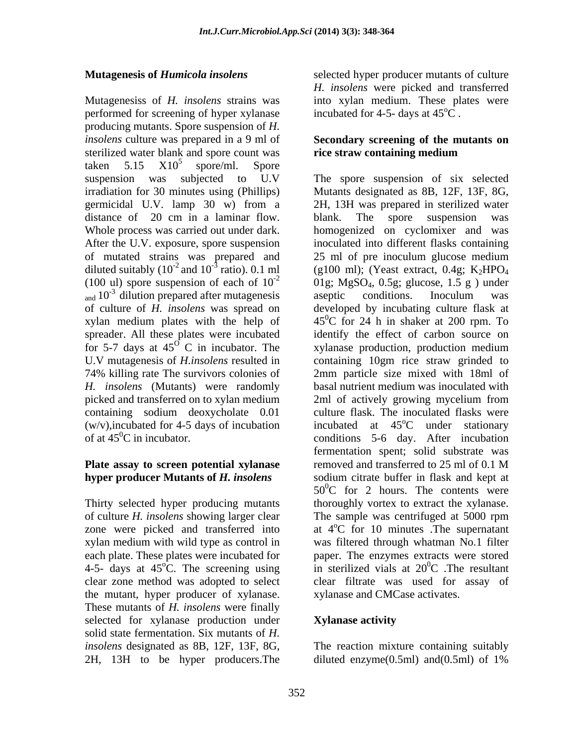**Mutagenesis of *Humicola insolens***

Mutagenesiss of *H. insolens* strains was performed for screening of hyper xylanase producing mutants. Spore suspension of *H. insolens* culture was prepared in a 9 ml of sterilized water blank and spore count was taken 5.15 $X10^5$ spore/ml. Spore suspension was subjected to U.V irradiation for 30 minutes using (Phillips) germicidal U.V. lamp 30 w) from a distance of 20 cm in a laminar flow. Whole process was carried out under dark. After the U.V. exposure, spore suspension of mutated strains was prepared and diluted suitably ($10^{-2}$ and $10^{-3}$ ratio). 0.1 ml (100 ul) spore suspension of each of $10^{-2}$ and $10^{-3}$ dilution prepared after mutagenesis of culture of *H. insolens* was spread on xylan medium plates with the help of spreader. All these plates were incubated for 5-7 days at $45^{O}$ C in incubator. The U.V mutagenesis of *H.insolens* resulted in 74% killing rate The survivors colonies of *H. insolens* (Mutants) were randomly picked and transferred on to xylan medium containing sodium deoxycholate 0.01 (w/v),incubated for 4-5 days of incubation of at $45^{0}$C in incubator.

**Plate assay to screen potential xylanase hyper producer Mutants of *H. insolens***

Thirty selected hyper producing mutants of culture *H. insolens* showing larger clear zone were picked and transferred into xylan medium with wild type as control in each plate. These plates were incubated for 4-5- days at $45^{o}$C. The screening using clear zone method was adopted to select the mutant, hyper producer of xylanase. These mutants of *H. insolens* were finally selected for xylanase production under solid state fermentation. Six mutants of *H. insolens* designated as 8B, 12F, 13F, 8G, 2H, 13H to be hyper producers.The selected hyper producer mutants of culture *H. insolens* were picked and transferred into xylan medium. These plates were incubated for 4-5- days at $45^{o}$C .

**Secondary screening of the mutants on rice straw containing medium**

The spore suspension of six selected Mutants designated as 8B, 12F, 13F, 8G, 2H, 13H was prepared in sterilized water blank. The spore suspension was homogenized on cyclomixer and was inoculated into different flasks containing 25 ml of pre inoculum glucose medium (g100 ml); (Yeast extract, 0.4g; $K_2HPO_4$ 01g; $MgSO_4$, 0.5g; glucose, 1.5 g ) under aseptic conditions. Inoculum was developed by incubating culture flask at $45^{0}$C for 24 h in shaker at 200 rpm. To identify the effect of carbon source on xylanase production, production medium containing 10gm rice straw grinded to 2mm particle size mixed with 18ml of basal nutrient medium was inoculated with 2ml of actively growing mycelium from culture flask. The inoculated flasks were incubated at $45^{o}$C under stationary conditions 5-6 day. After incubation fermentation spent; solid substrate was removed and transferred to 25 ml of 0.1 M sodium citrate buffer in flask and kept at $50^{0}$C for 2 hours. The contents were thoroughly vortex to extract the xylanase. The sample was centrifuged at 5000 rpm at $4^{o}$C for 10 minutes .The supernatant was filtered through whatman No.1 filter paper. The enzymes extracts were stored in sterilized vials at $20^{0}$C .The resultant clear filtrate was used for assay of xylanase and CMCase activates.

**Xylanase activity**

The reaction mixture containing suitably diluted enzyme(0.5ml) and(0.5ml) of 1%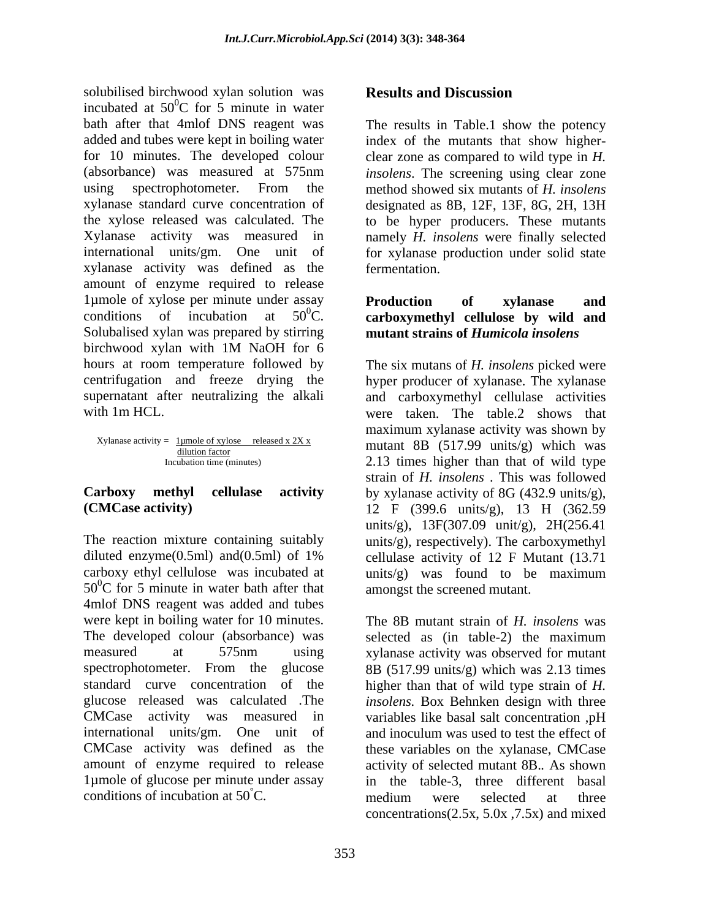solubilised birchwood xylan solution was incubated at $50^0$C for 5 minute in water bath after that 4mlof DNS reagent was added and tubes were kept in boiling water for 10 minutes. The developed colour (absorbance) was measured at 575nm using spectrophotometer. From the xylanase standard curve concentration of the xylose released was calculated. The Xylanase activity was measured in international units/gm. One unit of xylanase activity was defined as the amount of enzyme required to release 1µmole of xylose per minute under assay conditions of incubation at $50^0$C. Solubalised xylan was prepared by stirring birchwood xylan with 1M NaOH for 6 hours at room temperature followed by centrifugation and freeze drying the supernatant after neutralizing the alkali with 1m HCL.

$$\text{Xylanase activity} = \frac{\dfrac{1\mu\text{mole of xylose released x 2X x}}{\text{dilution factor}}}{\text{Incubation time (minutes)}}$$

**Carboxy methyl cellulase activity (CMCase activity)**

The reaction mixture containing suitably diluted enzyme(0.5ml) and(0.5ml) of 1% carboxy ethyl cellulose was incubated at $50^0$C for 5 minute in water bath after that 4mlof DNS reagent was added and tubes were kept in boiling water for 10 minutes. The developed colour (absorbance) was measured at 575nm using spectrophotometer. From the glucose standard curve concentration of the glucose released was calculated .The CMCase activity was measured in international units/gm. One unit of CMCase activity was defined as the amount of enzyme required to release 1µmole of glucose per minute under assay conditions of incubation at $50^\circ$C.

## Results and Discussion

The results in Table.1 show the potency index of the mutants that show higher-clear zone as compared to wild type in *H. insolens*. The screening using clear zone method showed six mutants of *H. insolens* designated as 8B, 12F, 13F, 8G, 2H, 13H to be hyper producers. These mutants namely *H. insolens* were finally selected for xylanase production under solid state fermentation.

**Production of xylanase and carboxymethyl cellulose by wild and mutant strains of *Humicola insolens***

The six mutans of *H. insolens* picked were hyper producer of xylanase. The xylanase and carboxymethyl cellulase activities were taken. The table.2 shows that maximum xylanase activity was shown by mutant 8B (517.99 units/g) which was 2.13 times higher than that of wild type strain of *H. insolens* . This was followed by xylanase activity of 8G (432.9 units/g), 12 F (399.6 units/g), 13 H (362.59 units/g), 13F(307.09 unit/g), 2H(256.41 units/g), respectively). The carboxymethyl cellulase activity of 12 F Mutant (13.71 units/g) was found to be maximum amongst the screened mutant.

The 8B mutant strain of *H. insolens* was selected as (in table-2) the maximum xylanase activity was observed for mutant 8B (517.99 units/g) which was 2.13 times higher than that of wild type strain of *H. insolens.* Box Behnken design with three variables like basal salt concentration ,pH and inoculum was used to test the effect of these variables on the xylanase, CMCase activity of selected mutant 8B.. As shown in the table-3, three different basal medium were selected at three concentrations(2.5x, 5.0x ,7.5x) and mixed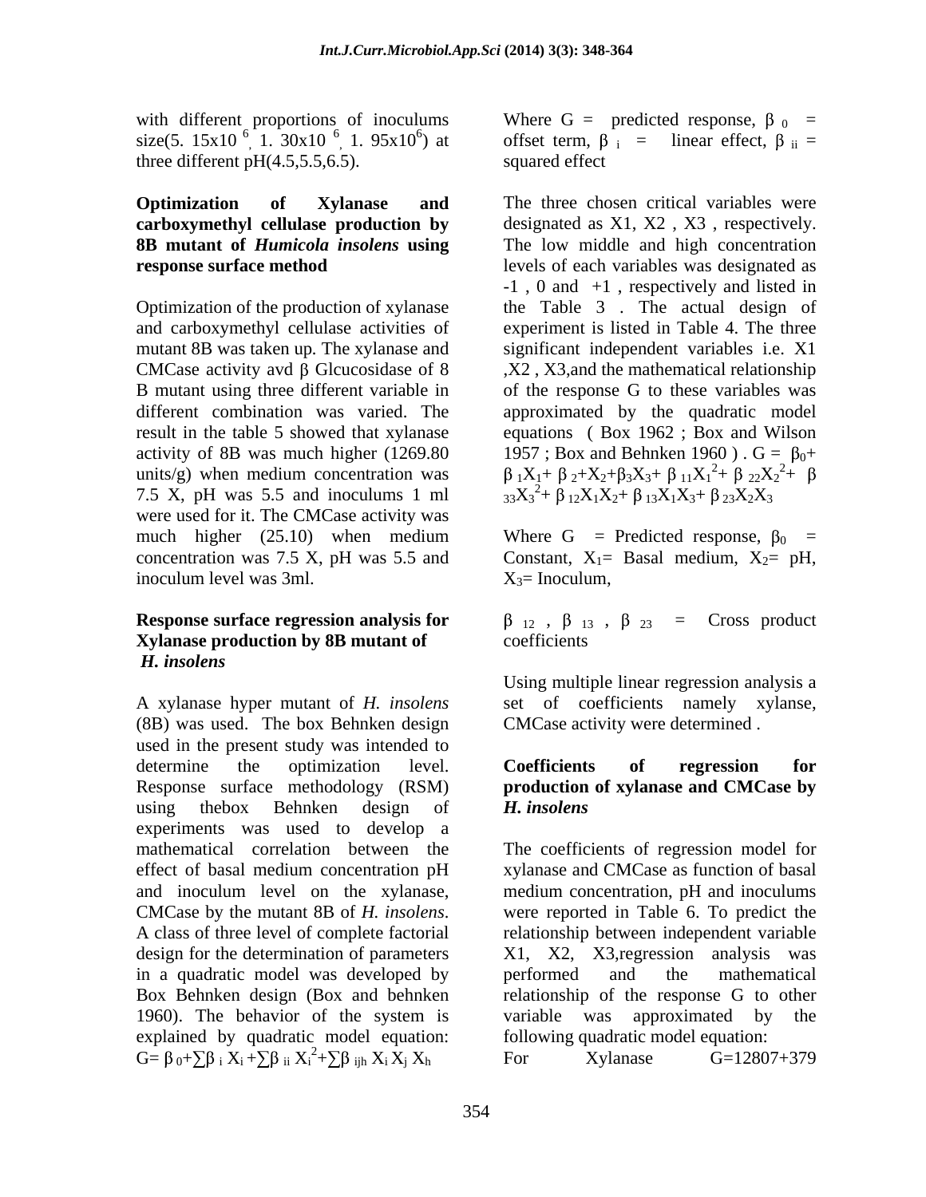with different proportions of inoculums size(5. $15x10^{6}$, 1. $30x10^{6}$, 1. $95x10^{6}$) at three different pH(4.5,5.5,6.5).

**Optimization of Xylanase and carboxymethyl cellulase production by 8B mutant of *Humicola insolens* using response surface method**

Optimization of the production of xylanase and carboxymethyl cellulase activities of mutant 8B was taken up. The xylanase and CMCase activity avd β Glcucosidase of 8 B mutant using three different variable in different combination was varied. The result in the table 5 showed that xylanase activity of 8B was much higher (1269.80 units/g) when medium concentration was 7.5 X, pH was 5.5 and inoculums 1 ml were used for it. The CMCase activity was much higher (25.10) when medium concentration was 7.5 X, pH was 5.5 and inoculum level was 3ml.

**Response surface regression analysis for Xylanase production by 8B mutant of *H. insolens***

A xylanase hyper mutant of *H. insolens* (8B) was used. The box Behnken design used in the present study was intended to determine the optimization level. Response surface methodology (RSM) using thebox Behnken design of experiments was used to develop a mathematical correlation between the effect of basal medium concentration pH and inoculum level on the xylanase, CMCase by the mutant 8B of *H. insolens*. A class of three level of complete factorial design for the determination of parameters in a quadratic model was developed by Box Behnken design (Box and behnken 1960). The behavior of the system is explained by quadratic model equation: $G= \beta_0+\sum\beta_i X_i +\sum\beta_{ii} X_i^2+\sum\beta_{ijh} X_i X_j X_h$

Where G = predicted response, $\beta_0$ = offset term, $\beta_i$ = linear effect, $\beta_{ii}$ = squared effect

The three chosen critical variables were designated as X1, X2 , X3 , respectively. The low middle and high concentration levels of each variables was designated as -1 , 0 and +1 , respectively and listed in the Table 3 . The actual design of experiment is listed in Table 4. The three significant independent variables i.e. X1 ,X2 , X3,and the mathematical relationship of the response G to these variables was approximated by the quadratic model equations ( Box 1962 ; Box and Wilson 1957 ; Box and Behnken 1960 ) . $G = \beta_0+ \beta_1X_1+ \beta_2+X_2+\beta_3X_3+ \beta_{11}X_1^2+ \beta_{22}X_2^2+ \beta_{33}X_3^2+ \beta_{12}X_1X_2+ \beta_{13}X_1X_3+ \beta_{23}X_2X_3$

Where G = Predicted response, $\beta_0$ = Constant, $X_1$= Basal medium, $X_2$= pH, $X_3$= Inoculum,

$\beta_{12}$ , $\beta_{13}$ , $\beta_{23}$ = Cross product coefficients

Using multiple linear regression analysis a set of coefficients namely xylanse, CMCase activity were determined .

**Coefficients of regression for production of xylanase and CMCase by *H. insolens***

The coefficients of regression model for xylanase and CMCase as function of basal medium concentration, pH and inoculums were reported in Table 6. To predict the relationship between independent variable X1, X2, X3,regression analysis was performed and the mathematical relationship of the response G to other variable was approximated by the following quadratic model equation:

For Xylanase G=12807+379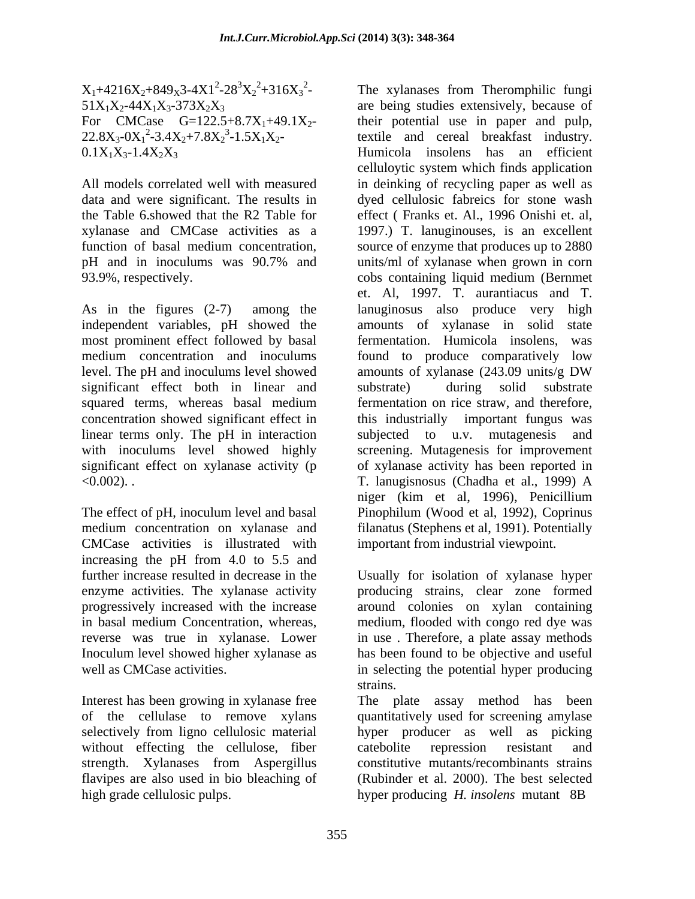$X_1+4216X_2+849_X3-4X1^2-28^3X_2^2+316X_3^2-51X_1X_2-44X_1X_3-373X_2X_3$

For CMCase $G=122.5+8.7X_1+49.1X_2-22.8X_3-0X_1^2-3.4X_2+7.8X_2^3-1.5X_1X_2-0.1X_1X_3-1.4X_2X_3$

All models correlated well with measured data and were significant. The results in the Table 6.showed that the R2 Table for xylanase and CMCase activities as a function of basal medium concentration, pH and in inoculums was 90.7% and 93.9%, respectively.

As in the figures (2-7) among the independent variables, pH showed the most prominent effect followed by basal medium concentration and inoculums level. The pH and inoculums level showed significant effect both in linear and squared terms, whereas basal medium concentration showed significant effect in linear terms only. The pH in interaction with inoculums level showed highly significant effect on xylanase activity ($p < 0.002$). .

The effect of pH, inoculum level and basal medium concentration on xylanase and CMCase activities is illustrated with increasing the pH from 4.0 to 5.5 and further increase resulted in decrease in the enzyme activities. The xylanase activity progressively increased with the increase in basal medium Concentration, whereas, reverse was true in xylanase. Lower Inoculum level showed higher xylanase as well as CMCase activities.

Interest has been growing in xylanase free of the cellulase to remove xylans selectively from ligno cellulosic material without effecting the cellulose, fiber strength. Xylanases from Aspergillus flavipes are also used in bio bleaching of high grade cellulosic pulps.

The xylanases from Theromphilic fungi are being studies extensively, because of their potential use in paper and pulp, textile and cereal breakfast industry. Humicola insolens has an efficient celluloytic system which finds application in deinking of recycling paper as well as dyed cellulosic fabreics for stone wash effect ( Franks et. Al., 1996 Onishi et. al, 1997.) T. lanuginouses, is an excellent source of enzyme that produces up to 2880 units/ml of xylanase when grown in corn cobs containing liquid medium (Bernmet et. Al, 1997. T. aurantiacus and T. lanuginosus also produce very high amounts of xylanase in solid state fermentation. Humicola insolens, was found to produce comparatively low amounts of xylanase (243.09 units/g DW substrate) during solid substrate fermentation on rice straw, and therefore, this industrially important fungus was subjected to u.v. mutagenesis and screening. Mutagenesis for improvement of xylanase activity has been reported in T. lanugisnosus (Chadha et al., 1999) A niger (kim et al, 1996), Penicillium Pinophilum (Wood et al, 1992), Coprinus filanatus (Stephens et al, 1991). Potentially important from industrial viewpoint.

Usually for isolation of xylanase hyper producing strains, clear zone formed around colonies on xylan containing medium, flooded with congo red dye was in use . Therefore, a plate assay methods has been found to be objective and useful in selecting the potential hyper producing strains.

The plate assay method has been quantitatively used for screening amylase hyper producer as well as picking catebolite repression resistant and constitutive mutants/recombinants strains (Rubinder et al. 2000). The best selected hyper producing *H. insolens* mutant 8B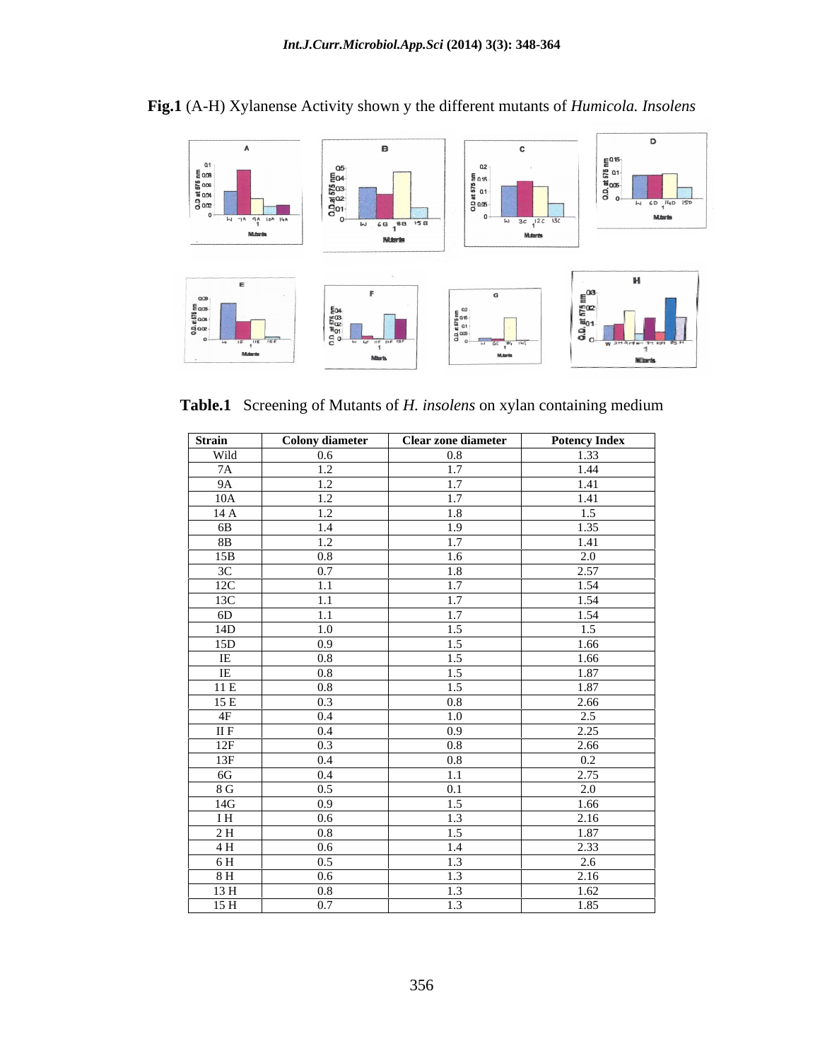**Fig.1** (A-H) Xylanense Activity shown y the different mutants of *Humicola. Insolens*

**Table.1** Screening of Mutants of *H. insolens* on xylan containing medium

| Strain | Colony diameter | Clear zone diameter | Potency Index |
|---|---|---|---|
| Wild | 0.6 | 0.8 | 1.33 |
| 7A | 1.2 | 1.7 | 1.44 |
| 9A | 1.2 | 1.7 | 1.41 |
| 10A | 1.2 | 1.7 | 1.41 |
| 14 A | 1.2 | 1.8 | 1.5 |
| 6B | 1.4 | 1.9 | 1.35 |
| 8B | 1.2 | 1.7 | 1.41 |
| 15B | 0.8 | 1.6 | 2.0 |
| 3C | 0.7 | 1.8 | 2.57 |
| 12C | 1.1 | 1.7 | 1.54 |
| 13C | 1.1 | 1.7 | 1.54 |
| 6D | 1.1 | 1.7 | 1.54 |
| 14D | 1.0 | 1.5 | 1.5 |
| 15D | 0.9 | 1.5 | 1.66 |
| IE | 0.8 | 1.5 | 1.66 |
| IE | 0.8 | 1.5 | 1.87 |
| 11 E | 0.8 | 1.5 | 1.87 |
| 15 E | 0.3 | 0.8 | 2.66 |
| 4F | 0.4 | 1.0 | 2.5 |
| II F | 0.4 | 0.9 | 2.25 |
| 12F | 0.3 | 0.8 | 2.66 |
| 13F | 0.4 | 0.8 | 0.2 |
| 6G | 0.4 | 1.1 | 2.75 |
| 8 G | 0.5 | 0.1 | 2.0 |
| 14G | 0.9 | 1.5 | 1.66 |
| I H | 0.6 | 1.3 | 2.16 |
| 2 H | 0.8 | 1.5 | 1.87 |
| 4 H | 0.6 | 1.4 | 2.33 |
| 6 H | 0.5 | 1.3 | 2.6 |
| 8 H | 0.6 | 1.3 | 2.16 |
| 13 H | 0.8 | 1.3 | 1.62 |
| 15 H | 0.7 | 1.3 | 1.85 |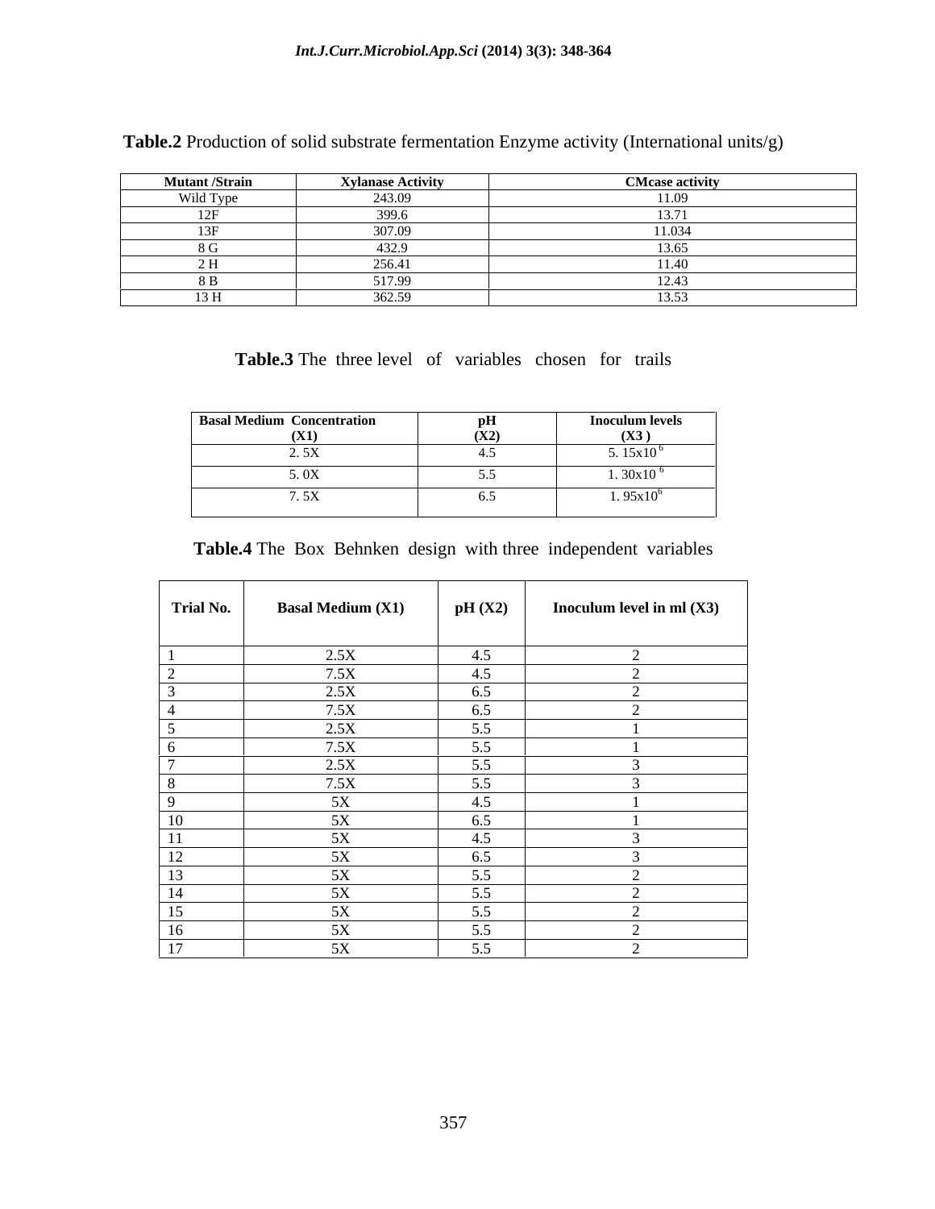**Table.2** Production of solid substrate fermentation Enzyme activity (International units/g)

| Mutant /Strain | Xylanase Activity | CMcase activity |
|---|---|---|
| Wild Type | 243.09 | 11.09 |
| 12F | 399.6 | 13.71 |
| 13F | 307.09 | 11.034 |
| 8 G | 432.9 | 13.65 |
| 2 H | 256.41 | 11.40 |
| 8 B | 517.99 | 12.43 |
| 13 H | 362.59 | 13.53 |

**Table.3** The three level of variables chosen for trails

| Basal Medium Concentration (X1) | pH (X2) | Inoculum levels (X3) |
|---|---|---|
| 2. 5X | 4.5 | 5. $15\times10^{6}$ |
| 5. 0X | 5.5 | 1. $30\times10^{6}$ |
| 7. 5X | 6.5 | 1. $95\times10^{6}$ |

**Table.4** The Box Behnken design with three independent variables

| Trial No. | Basal Medium (X1) | pH (X2) | Inoculum level in ml (X3) |
|---|---|---|---|
| 1 | 2.5X | 4.5 | 2 |
| 2 | 7.5X | 4.5 | 2 |
| 3 | 2.5X | 6.5 | 2 |
| 4 | 7.5X | 6.5 | 2 |
| 5 | 2.5X | 5.5 | 1 |
| 6 | 7.5X | 5.5 | 1 |
| 7 | 2.5X | 5.5 | 3 |
| 8 | 7.5X | 5.5 | 3 |
| 9 | 5X | 4.5 | 1 |
| 10 | 5X | 6.5 | 1 |
| 11 | 5X | 4.5 | 3 |
| 12 | 5X | 6.5 | 3 |
| 13 | 5X | 5.5 | 2 |
| 14 | 5X | 5.5 | 2 |
| 15 | 5X | 5.5 | 2 |
| 16 | 5X | 5.5 | 2 |
| 17 | 5X | 5.5 | 2 |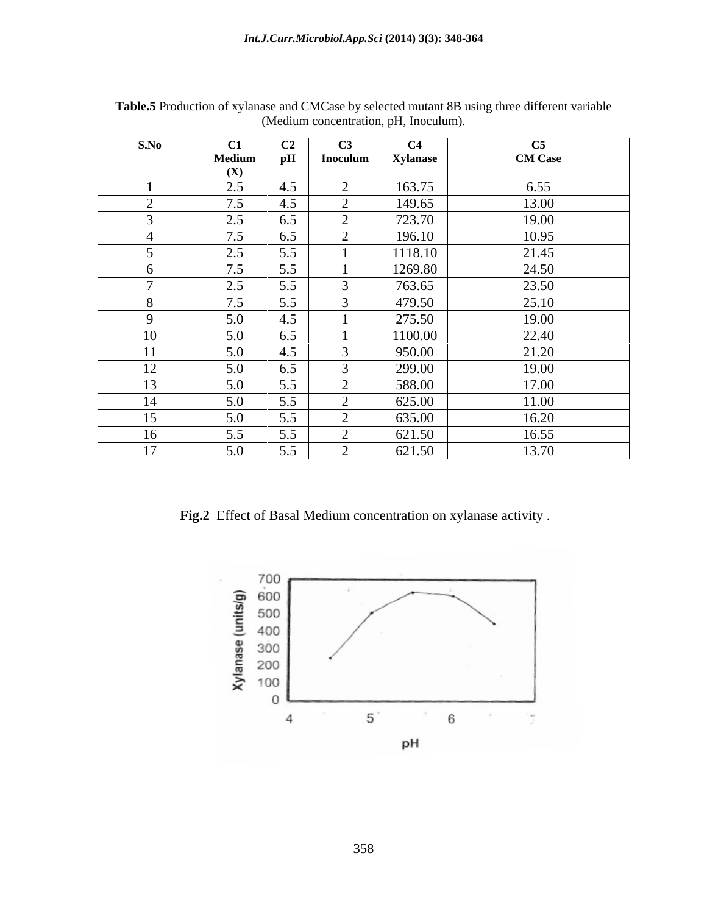**Table.5** Production of xylanase and CMCase by selected mutant 8B using three different variable (Medium concentration, pH, Inoculum).

| S.No | C1 Medium (X) | C2 pH | C3 Inoculum | C4 Xylanase | C5 CM Case |
|---|---|---|---|---|---|
| 1 | 2.5 | 4.5 | 2 | 163.75 | 6.55 |
| 2 | 7.5 | 4.5 | 2 | 149.65 | 13.00 |
| 3 | 2.5 | 6.5 | 2 | 723.70 | 19.00 |
| 4 | 7.5 | 6.5 | 2 | 196.10 | 10.95 |
| 5 | 2.5 | 5.5 | 1 | 1118.10 | 21.45 |
| 6 | 7.5 | 5.5 | 1 | 1269.80 | 24.50 |
| 7 | 2.5 | 5.5 | 3 | 763.65 | 23.50 |
| 8 | 7.5 | 5.5 | 3 | 479.50 | 25.10 |
| 9 | 5.0 | 4.5 | 1 | 275.50 | 19.00 |
| 10 | 5.0 | 6.5 | 1 | 1100.00 | 22.40 |
| 11 | 5.0 | 4.5 | 3 | 950.00 | 21.20 |
| 12 | 5.0 | 6.5 | 3 | 299.00 | 19.00 |
| 13 | 5.0 | 5.5 | 2 | 588.00 | 17.00 |
| 14 | 5.0 | 5.5 | 2 | 625.00 | 11.00 |
| 15 | 5.0 | 5.5 | 2 | 635.00 | 16.20 |
| 16 | 5.5 | 5.5 | 2 | 621.50 | 16.55 |
| 17 | 5.0 | 5.5 | 2 | 621.50 | 13.70 |

**Fig.2** Effect of Basal Medium concentration on xylanase activity .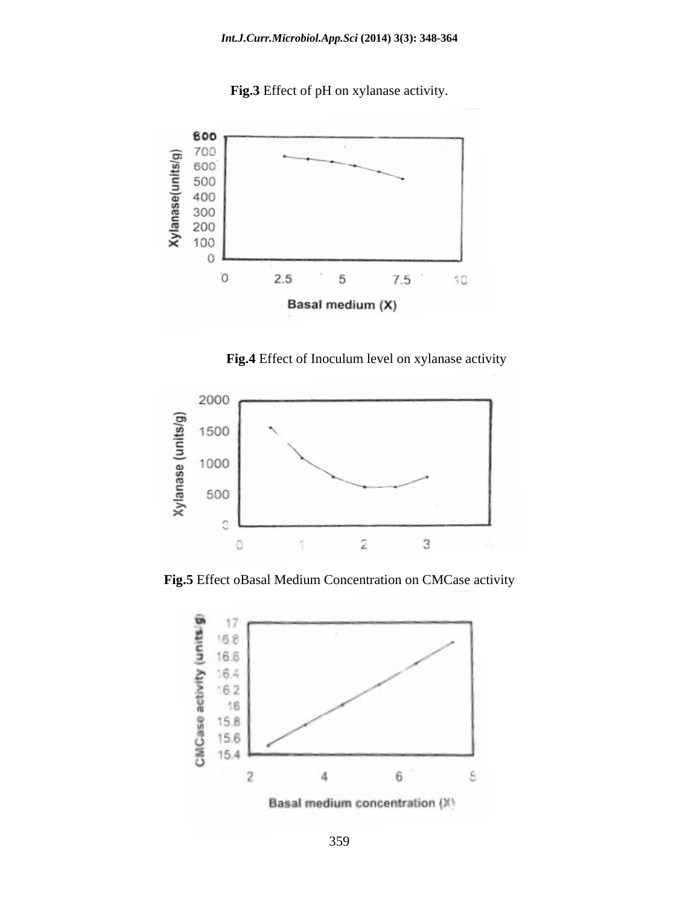**Fig.3** Effect of pH on xylanase activity.

**Fig.4** Effect of Inoculum level on xylanase activity

**Fig.5** Effect oBasal Medium Concentration on CMCase activity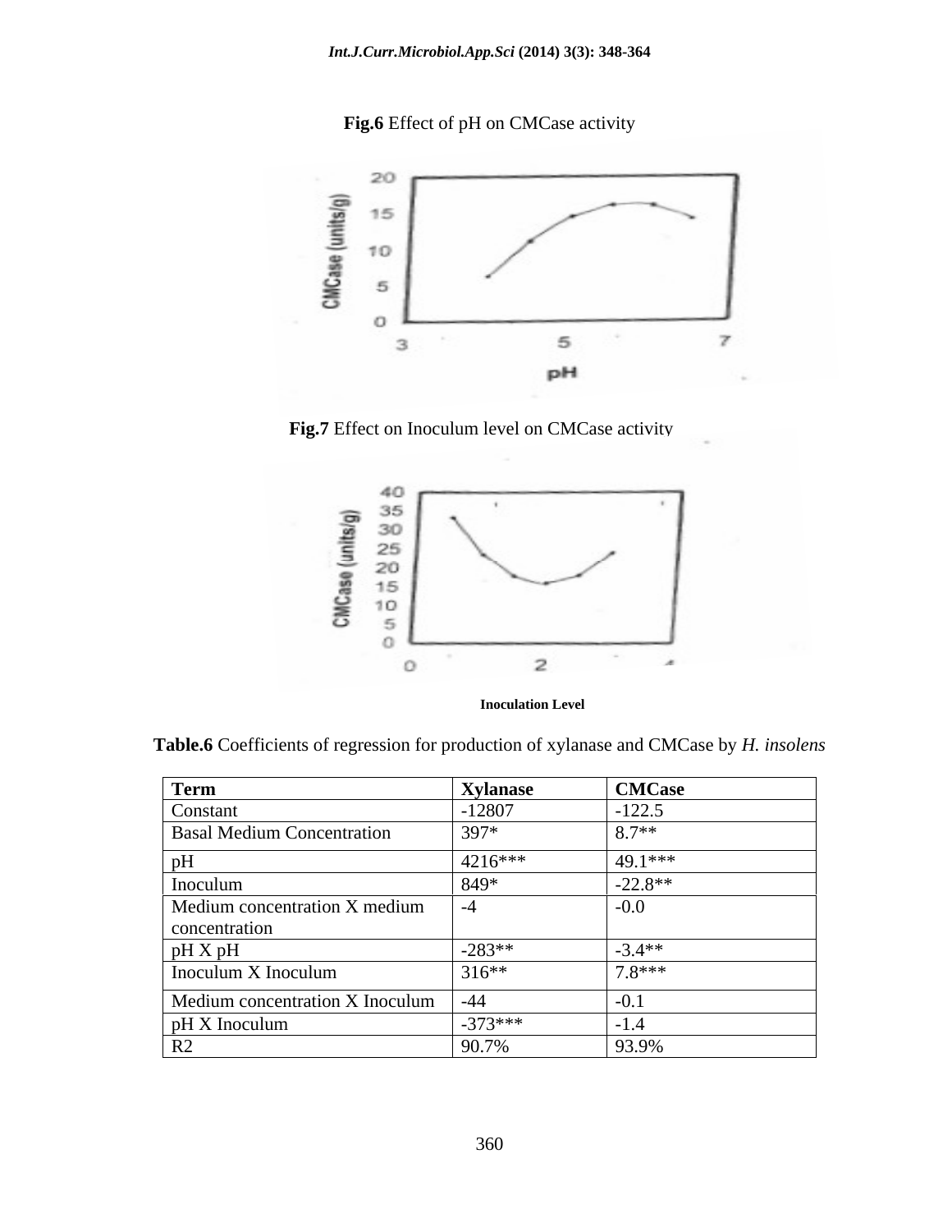**Fig.6** Effect of pH on CMCase activity

**Fig.7** Effect on Inoculum level on CMCase activity

**Table.6** Coefficients of regression for production of xylanase and CMCase by *H. insolens*

| Term | Xylanase | CMCase |
|---|---|---|
| Constant | -12807 | -122.5 |
| Basal Medium Concentration | 397* | 8.7** |
| pH | 4216*** | 49.1*** |
| Inoculum | 849* | -22.8** |
| Medium concentration X medium concentration | -4 | -0.0 |
| pH X pH | -283** | -3.4** |
| Inoculum X Inoculum | 316** | 7.8*** |
| Medium concentration X Inoculum | -44 | -0.1 |
| pH X Inoculum | -373*** | -1.4 |
| R2 | 90.7% | 93.9% |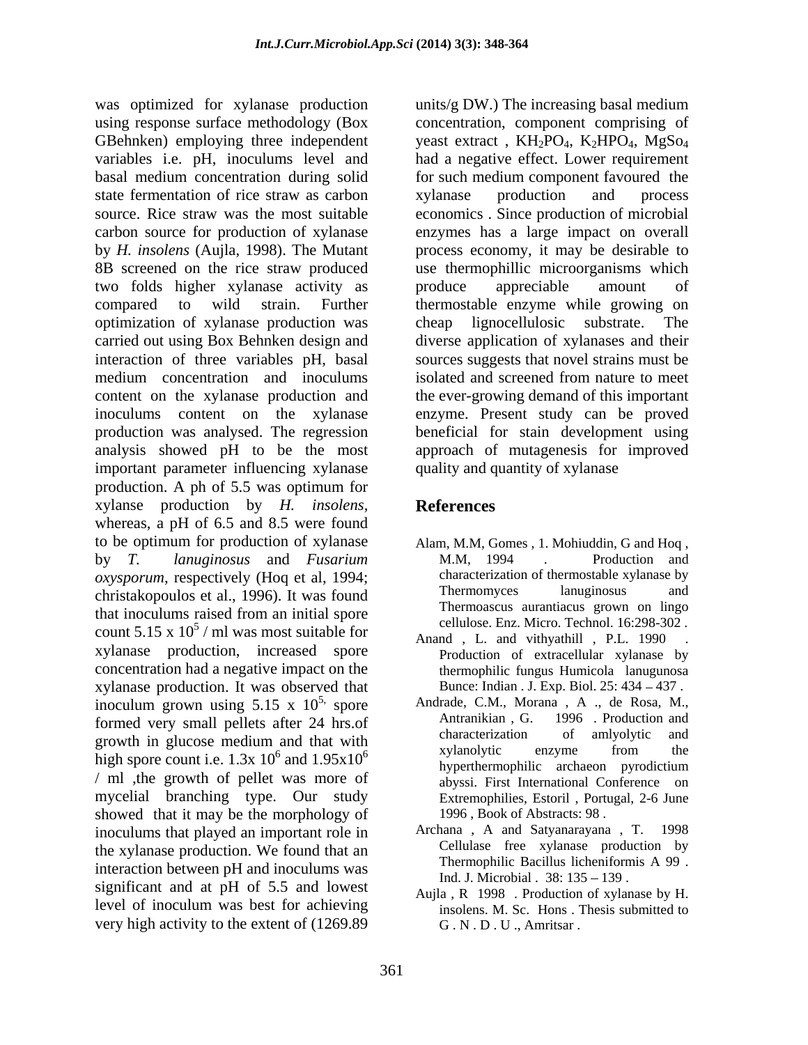was optimized for xylanase production using response surface methodology (Box GBehnken) employing three independent variables i.e. pH, inoculums level and basal medium concentration during solid state fermentation of rice straw as carbon source. Rice straw was the most suitable carbon source for production of xylanase by *H. insolens* (Aujla, 1998). The Mutant 8B screened on the rice straw produced two folds higher xylanase activity as compared to wild strain. Further optimization of xylanase production was carried out using Box Behnken design and interaction of three variables pH, basal medium concentration and inoculums content on the xylanase production and inoculums content on the xylanase production was analysed. The regression analysis showed pH to be the most important parameter influencing xylanase production. A ph of 5.5 was optimum for xylanse production by *H. insolens*, whereas, a pH of 6.5 and 8.5 were found to be optimum for production of xylanase by *T. lanuginosus* and *Fusarium oxysporum*, respectively (Hoq et al, 1994; christakopoulos et al., 1996). It was found that inoculums raised from an initial spore count $5.15 \times 10^5$ / ml was most suitable for xylanase production, increased spore concentration had a negative impact on the xylanase production. It was observed that inoculum grown using $5.15 \times 10^{5,}$ spore formed very small pellets after 24 hrs.of growth in glucose medium and that with high spore count i.e. $1.3 \times 10^6$ and $1.95 \times 10^6$ / ml ,the growth of pellet was more of mycelial branching type. Our study showed that it may be the morphology of inoculums that played an important role in the xylanase production. We found that an interaction between pH and inoculums was significant and at pH of 5.5 and lowest level of inoculum was best for achieving very high activity to the extent of (1269.89 units/g DW.) The increasing basal medium concentration, component comprising of yeast extract , $KH_2PO_4$, $K_2HPO_4$, $MgSo_4$ had a negative effect. Lower requirement for such medium component favoured the xylanase production and process economics . Since production of microbial enzymes has a large impact on overall process economy, it may be desirable to use thermophillic microorganisms which produce appreciable amount of thermostable enzyme while growing on cheap lignocellulosic substrate. The diverse application of xylanases and their sources suggests that novel strains must be isolated and screened from nature to meet the ever-growing demand of this important enzyme. Present study can be proved beneficial for stain development using approach of mutagenesis for improved quality and quantity of xylanase

## References

Alam, M.M, Gomes , 1. Mohiuddin, G and Hoq , M.M, 1994 . Production and characterization of thermostable xylanase by Thermomyces lanuginosus and Thermoascus aurantiacus grown on lingo cellulose. Enz. Micro. Technol. 16:298-302 .

Anand , L. and vithyathill , P.L. 1990 . Production of extracellular xylanase by thermophilic fungus Humicola lanugunosa Bunce: Indian . J. Exp. Biol. 25: 434 – 437 .

Andrade, C.M., Morana , A ., de Rosa, M., Antranikian , G. 1996 . Production and characterization of amlyolytic and xylanolytic enzyme from the hyperthermophilic archaeon pyrodictium abyssi. First International Conference on Extremophilies, Estoril , Portugal, 2-6 June 1996 , Book of Abstracts: 98 .

Archana , A and Satyanarayana , T. 1998 Cellulase free xylanase production by Thermophilic Bacillus licheniformis A 99 . Ind. J. Microbial . 38: 135 – 139 .

Aujla , R 1998 . Production of xylanase by H. insolens. M. Sc. Hons . Thesis submitted to G . N . D . U ., Amritsar .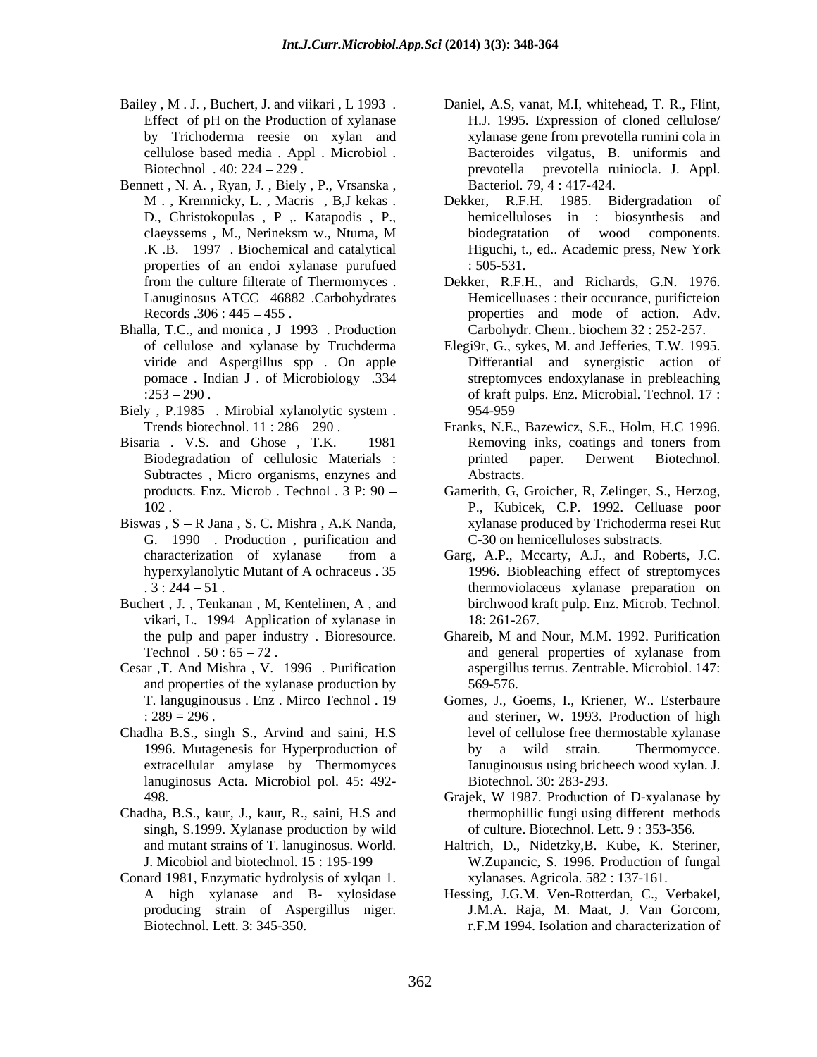Bailey , M . J. , Buchert, J. and viikari , L 1993 . Effect of pH on the Production of xylanase by Trichoderma reesie on xylan and cellulose based media . Appl . Microbiol . Biotechnol . 40: 224 – 229 .

Bennett , N. A. , Ryan, J. , Biely , P., Vrsanska , M . , Kremnicky, L. , Macris , B,J kekas . D., Christokopulas , P ,. Katapodis , P., claeyssems , M., Nerineksm w., Ntuma, M .K .B. 1997 . Biochemical and catalytical properties of an endoi xylanase purufued from the culture filterate of Thermomyces . Lanuginosus ATCC 46882 .Carbohydrates Records .306 : 445 – 455 .

Bhalla, T.C., and monica , J 1993 . Production of cellulose and xylanase by Truchderma viride and Aspergillus spp . On apple pomace . Indian J . of Microbiology .334 :253 – 290 .

Biely , P.1985 . Mirobial xylanolytic system . Trends biotechnol. 11 : 286 – 290 .

Bisaria . V.S. and Ghose , T.K. 1981 Biodegradation of cellulosic Materials : Subtractes , Micro organisms, enzynes and products. Enz. Microb . Technol . 3 P: 90 – 102 .

Biswas , S – R Jana , S. C. Mishra , A.K Nanda, G. 1990 . Production , purification and characterization of xylanase from a hyperxylanolytic Mutant of A ochraceus . 35 . 3 : 244 – 51 .

Buchert , J. , Tenkanan , M, Kentelinen, A , and vikari, L. 1994 Application of xylanase in the pulp and paper industry . Bioresource. Technol . 50 : 65 – 72 .

Cesar ,T. And Mishra , V. 1996 . Purification and properties of the xylanase production by T. languginousus . Enz . Mirco Technol . 19 : 289 = 296 .

Chadha B.S., singh S., Arvind and saini, H.S 1996. Mutagenesis for Hyperproduction of extracellular amylase by Thermomyces lanuginosus Acta. Microbiol pol. 45: 492-498.

Chadha, B.S., kaur, J., kaur, R., saini, H.S and singh, S.1999. Xylanase production by wild and mutant strains of T. lanuginosus. World. J. Micobiol and biotechnol. 15 : 195-199

Conard 1981, Enzymatic hydrolysis of xylqan 1. A high xylanase and B- xylosidase producing strain of Aspergillus niger. Biotechnol. Lett. 3: 345-350.

Daniel, A.S, vanat, M.I, whitehead, T. R., Flint, H.J. 1995. Expression of cloned cellulose/ xylanase gene from prevotella rumini cola in Bacteroides vilgatus, B. uniformis and prevotella prevotella ruiniocla. J. Appl. Bacteriol. 79, 4 : 417-424.

Dekker, R.F.H. 1985. Bidergradation of hemicelluloses in : biosynthesis and biodegratation of wood components. Higuchi, t., ed.. Academic press, New York : 505-531.

Dekker, R.F.H., and Richards, G.N. 1976. Hemicelluases : their occurance, purificteion properties and mode of action. Adv. Carbohydr. Chem.. biochem 32 : 252-257.

Elegi9r, G., sykes, M. and Jefferies, T.W. 1995. Differantial and synergistic action of streptomyces endoxylanase in prebleaching of kraft pulps. Enz. Microbial. Technol. 17 : 954-959

Franks, N.E., Bazewicz, S.E., Holm, H.C 1996. Removing inks, coatings and toners from printed paper. Derwent Biotechnol. Abstracts.

Gamerith, G, Groicher, R, Zelinger, S., Herzog, P., Kubicek, C.P. 1992. Celluase poor xylanase produced by Trichoderma resei Rut C-30 on hemicelluloses substracts.

Garg, A.P., Mccarty, A.J., and Roberts, J.C. 1996. Biobleaching effect of streptomyces thermoviolaceus xylanase preparation on birchwood kraft pulp. Enz. Microb. Technol. 18: 261-267.

Ghareib, M and Nour, M.M. 1992. Purification and general properties of xylanase from aspergillus terrus. Zentrable. Microbiol. 147: 569-576.

Gomes, J., Goems, I., Kriener, W.. Esterbaure and steriner, W. 1993. Production of high level of cellulose free thermostable xylanase by a wild strain. Thermomycce. Ianuginousus using bricheech wood xylan. J. Biotechnol. 30: 283-293.

Grajek, W 1987. Production of D-xyalanase by thermophillic fungi using different methods of culture. Biotechnol. Lett. 9 : 353-356.

Haltrich, D., Nidetzky,B. Kube, K. Steriner, W.Zupancic, S. 1996. Production of fungal xylanases. Agricola. 582 : 137-161.

Hessing, J.G.M. Ven-Rotterdan, C., Verbakel, J.M.A. Raja, M. Maat, J. Van Gorcom, r.F.M 1994. Isolation and characterization of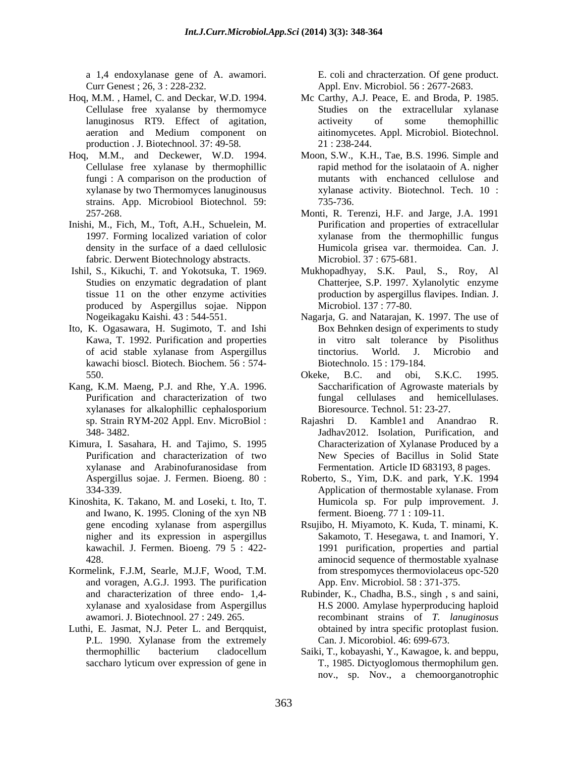a 1,4 endoxylanase gene of A. awamori. Curr Genest ; 26, 3 : 228-232.

Hoq, M.M. , Hamel, C. and Deckar, W.D. 1994. Cellulase free xyalanse by thermomyce lanuginosus RT9. Effect of agitation, aeration and Medium component on production . J. Biotechnool. 37: 49-58.

Hoq, M.M., and Deckewer, W.D. 1994. Cellulase free xylanase by thermophillic fungi : A comparison on the production of xylanase by two Thermomyces lanuginousus strains. App. Microbiool Biotechnol. 59: 257-268.

Inishi, M., Fich, M., Toft, A.H., Schuelein, M. 1997. Forming localized variation of color density in the surface of a daed cellulosic fabric. Derwent Biotechnology abstracts.

Ishil, S., Kikuchi, T. and Yokotsuka, T. 1969. Studies on enzymatic degradation of plant tissue 11 on the other enzyme activities produced by Aspergillus sojae. Nippon Nogeikagaku Kaishi. 43 : 544-551.

Ito, K. Ogasawara, H. Sugimoto, T. and Ishi Kawa, T. 1992. Purification and properties of acid stable xylanase from Aspergillus kawachi bioscl. Biotech. Biochem. 56 : 574-550.

Kang, K.M. Maeng, P.J. and Rhe, Y.A. 1996. Purification and characterization of two xylanases for alkalophillic cephalosporium sp. Strain RYM-202 Appl. Env. MicroBiol : 348- 3482.

Kimura, I. Sasahara, H. and Tajimo, S. 1995 Purification and characterization of two xylanase and Arabinofuranosidase from Aspergillus sojae. J. Fermen. Bioeng. 80 : 334-339.

Kinoshita, K. Takano, M. and Loseki, t. Ito, T. and Iwano, K. 1995. Cloning of the xyn NB gene encoding xylanase from aspergillus nigher and its expression in aspergillus kawachil. J. Fermen. Bioeng. 79 5 : 422-428.

Kormelink, F.J.M, Searle, M.J.F, Wood, T.M. and voragen, A.G.J. 1993. The purification and characterization of three endo- 1,4-xylanase and xyalosidase from Aspergillus awamori. J. Biotechnool. 27 : 249. 265.

Luthi, E. Jasmat, N.J. Peter L. and Berqquist, P.L. 1990. Xylanase from the extremely thermophillic bacterium cladocellum saccharo lyticum over expression of gene in E. coli and chracterzation. Of gene product. Appl. Env. Microbiol. 56 : 2677-2683.

Mc Carthy, A.J. Peace, E. and Broda, P. 1985. Studies on the extracellular xylanase activeity of some themophillic aitinomycetes. Appl. Microbiol. Biotechnol. 21 : 238-244.

Moon, S.W., K.H., Tae, B.S. 1996. Simple and rapid method for the isolataoin of A. nigher mutants with enchanced cellulose and xylanase activity. Biotechnol. Tech. 10 : 735-736.

Monti, R. Terenzi, H.F. and Jarge, J.A. 1991 Purification and properties of extracellular xylanase from the thermophillic fungus Humicola grisea var. thermoidea. Can. J. Microbiol. 37 : 675-681.

Mukhopadhyay, S.K. Paul, S., Roy, Al Chatterjee, S.P. 1997. Xylanolytic enzyme production by aspergillus flavipes. Indian. J. Microbiol. 137 : 77-80.

Nagarja, G. and Natarajan, K. 1997. The use of Box Behnken design of experiments to study in vitro salt tolerance by Pisolithus tinctorius. World. J. Microbio and Biotechnolo. 15 : 179-184.

Okeke, B.C. and obi, S.K.C. 1995. Saccharification of Agrowaste materials by fungal cellulases and hemicellulases. Bioresource. Technol. 51: 23-27.

Rajashri D. Kamble1 and Anandrao R. Jadhav2012. Isolation, Purification, and Characterization of Xylanase Produced by a New Species of Bacillus in Solid State Fermentation. Article ID 683193, 8 pages.

Roberto, S., Yim, D.K. and park, Y.K. 1994 Application of thermostable xylanase. From Humicola sp. For pulp improvement. J. ferment. Bioeng. 77 1 : 109-11.

Rsujibo, H. Miyamoto, K. Kuda, T. minami, K. Sakamoto, T. Hesegawa, t. and Inamori, Y. 1991 purification, properties and partial aminocid sequence of thermostable xyalnase from strespomyces thermoviolaceus opc-520 App. Env. Microbiol. 58 : 371-375.

Rubinder, K., Chadha, B.S., singh , s and saini, H.S 2000. Amylase hyperproducing haploid recombinant strains of *T. lanuginosus* obtained by intra specific protoplast fusion. Can. J. Micorobiol. 46: 699-673.

Saiki, T., kobayashi, Y., Kawagoe, k. and beppu, T., 1985. Dictyoglomous thermophilum gen. nov., sp. Nov., a chemoorganotrophic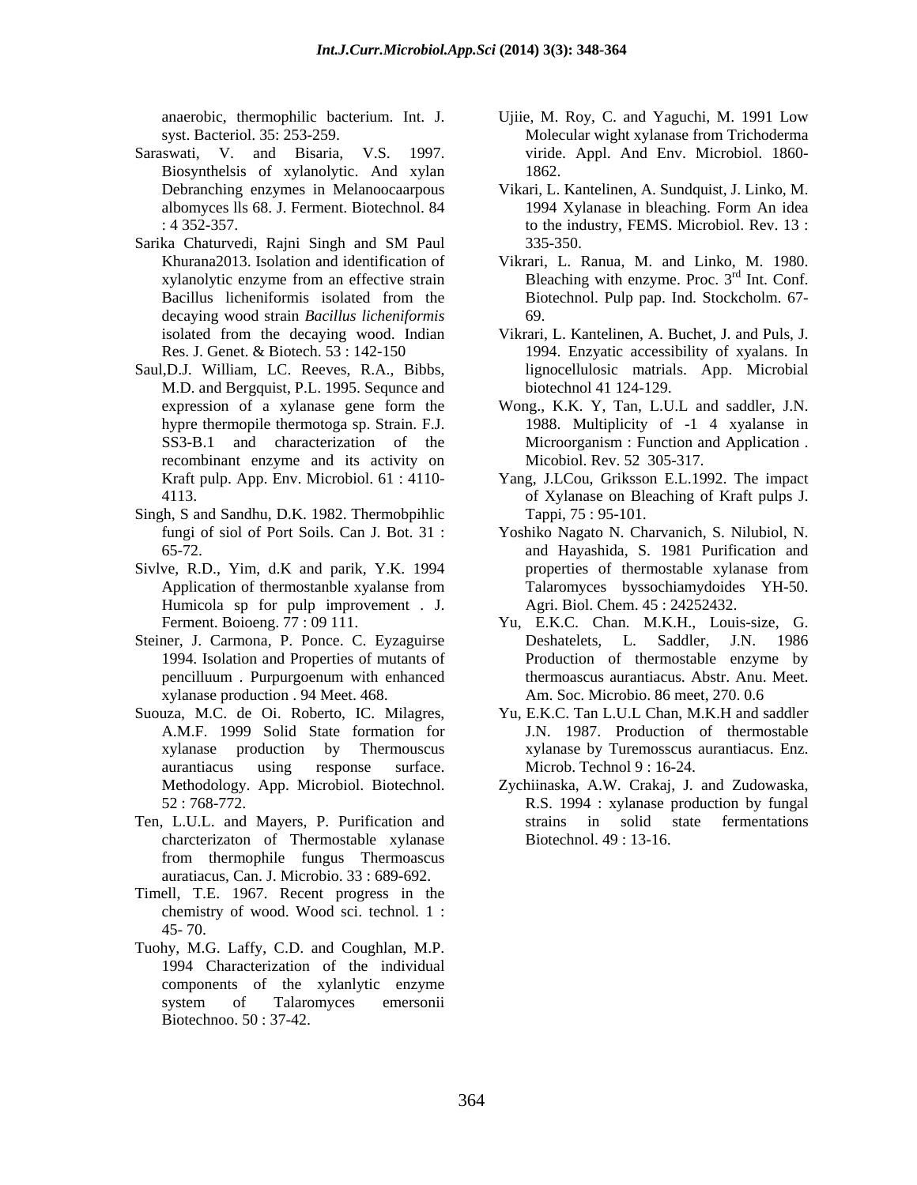anaerobic, thermophilic bacterium. Int. J. syst. Bacteriol. 35: 253-259.

Saraswati, V. and Bisaria, V.S. 1997. Biosynthelsis of xylanolytic. And xylan Debranching enzymes in Melanoocaarpous albomyces lls 68. J. Ferment. Biotechnol. 84 : 4 352-357.

Sarika Chaturvedi, Rajni Singh and SM Paul Khurana2013. Isolation and identification of xylanolytic enzyme from an effective strain Bacillus licheniformis isolated from the decaying wood strain *Bacillus licheniformis* isolated from the decaying wood. Indian Res. J. Genet. & Biotech. 53 : 142-150

Saul,D.J. William, LC. Reeves, R.A., Bibbs, M.D. and Bergquist, P.L. 1995. Sequnce and expression of a xylanase gene form the hypre thermopile thermotoga sp. Strain. F.J. SS3-B.1 and characterization of the recombinant enzyme and its activity on Kraft pulp. App. Env. Microbiol. 61 : 4110-4113.

Singh, S and Sandhu, D.K. 1982. Thermobpihlic fungi of siol of Port Soils. Can J. Bot. 31 : 65-72.

Sivlve, R.D., Yim, d.K and parik, Y.K. 1994 Application of thermostanble xyalanse from Humicola sp for pulp improvement . J. Ferment. Boioeng. 77 : 09 111.

Steiner, J. Carmona, P. Ponce. C. Eyzaguirse 1994. Isolation and Properties of mutants of pencilluum . Purpurgoenum with enhanced xylanase production . 94 Meet. 468.

Suouza, M.C. de Oi. Roberto, IC. Milagres, A.M.F. 1999 Solid State formation for xylanase production by Thermouscus aurantiacus using response surface. Methodology. App. Microbiol. Biotechnol. 52 : 768-772.

Ten, L.U.L. and Mayers, P. Purification and charcterizaton of Thermostable xylanase from thermophile fungus Thermoascus auratiacus, Can. J. Microbio. 33 : 689-692.

Timell, T.E. 1967. Recent progress in the chemistry of wood. Wood sci. technol. 1 : 45- 70.

Tuohy, M.G. Laffy, C.D. and Coughlan, M.P. 1994 Characterization of the individual components of the xylanlytic enzyme system of Talaromyces emersonii Biotechnoo. 50 : 37-42.

Ujiie, M. Roy, C. and Yaguchi, M. 1991 Low Molecular wight xylanase from Trichoderma viride. Appl. And Env. Microbiol. 1860-1862.

Vikari, L. Kantelinen, A. Sundquist, J. Linko, M. 1994 Xylanase in bleaching. Form An idea to the industry, FEMS. Microbiol. Rev. 13 : 335-350.

Vikrari, L. Ranua, M. and Linko, M. 1980. Bleaching with enzyme. Proc. 3rd Int. Conf. Biotechnol. Pulp pap. Ind. Stockcholm. 67-69.

Vikrari, L. Kantelinen, A. Buchet, J. and Puls, J. 1994. Enzyatic accessibility of xyalans. In lignocellulosic matrials. App. Microbial biotechnol 41 124-129.

Wong., K.K. Y, Tan, L.U.L and saddler, J.N. 1988. Multiplicity of -1 4 xyalanse in Microorganism : Function and Application . Micobiol. Rev. 52 305-317.

Yang, J.LCou, Griksson E.L.1992. The impact of Xylanase on Bleaching of Kraft pulps J. Tappi, 75 : 95-101.

Yoshiko Nagato N. Charvanich, S. Nilubiol, N. and Hayashida, S. 1981 Purification and properties of thermostable xylanase from Talaromyces byssochiamydoides YH-50. Agri. Biol. Chem. 45 : 24252432.

Yu, E.K.C. Chan. M.K.H., Louis-size, G. Deshatelets, L. Saddler, J.N. 1986 Production of thermostable enzyme by thermoascus aurantiacus. Abstr. Anu. Meet. Am. Soc. Microbio. 86 meet, 270. 0.6

Yu, E.K.C. Tan L.U.L Chan, M.K.H and saddler J.N. 1987. Production of thermostable xylanase by Turemosscus aurantiacus. Enz. Microb. Technol 9 : 16-24.

Zychiinaska, A.W. Crakaj, J. and Zudowaska, R.S. 1994 : xylanase production by fungal strains in solid state fermentations Biotechnol. 49 : 13-16.